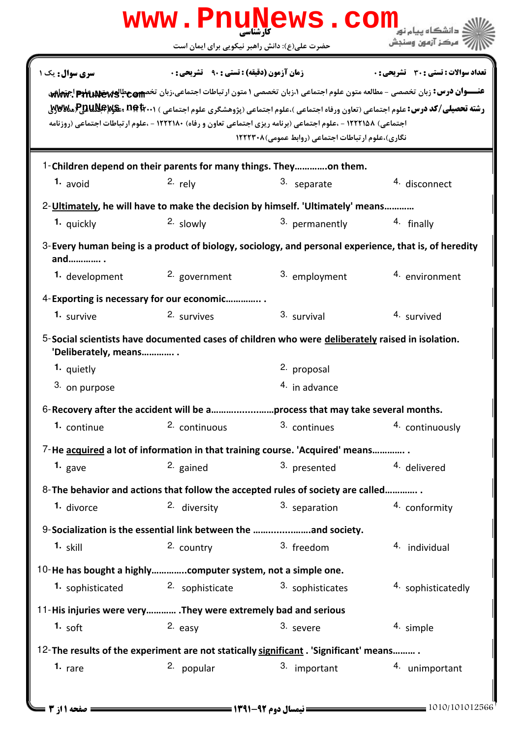کارشناسی

حضرت علی(ع): دانش راهبر نیکویی برای ایمان است

دانشگاه پیام نور
مرکز آزمون وسنجش

**سری سوال:** یک ۱ | **زمان آزمون (دقیقه) : تستی :** ۹۰ **تشریحی :** ۰ | **تعداد سوالات : تستی :** ۳۰ **تشریحی :** ۰

**عنـــوان درس:** زبان تخصصی – مطالعه متون علوم اجتماعی ۱،زبان تخصصی ۱ متون ارتباطات اجتماعی،زبان تخصصی مطالعه متون علوم اجتماعی

**رشته تحصیلی/کد درس:** علوم اجتماعی (تعاون ورفاه اجتماعی )،علوم اجتماعی (پژوهشگری علوم اجتماعی ) ۱۲۲۲۰۰۱ - ،علوم اجتماعی (مددکاری اجتماعی) ۱۲۲۲۱۵۸ - ،علوم اجتماعی (برنامه ریزی اجتماعی تعاون و رفاه) ۱۲۲۲۱۸۰ - ،علوم ارتباطات اجتماعی (روزنامه نگاری)،علوم ارتباطات اجتماعی (روابط عمومی)۱۲۲۲۳۰۸

1- Children depend on their parents for many things. They………….on them.

1. avoid
2. rely
3. separate
4. disconnect

2- Ultimately, he will have to make the decision by himself. 'Ultimately' means…………

1. quickly
2. slowly
3. permanently
4. finally

3- Every human being is a product of biology, sociology, and personal experience, that is, of heredity and…………. .

1. development
2. government
3. employment
4. environment

4- Exporting is necessary for our economic………….. .

1. survive
2. survives
3. survival
4. survived

5- Social scientists have documented cases of children who were deliberately raised in isolation. 'Deliberately, means…………. .

1. quietly
2. proposal
3. on purpose
4. in advance

6- Recovery after the accident will be a……….............process that may take several months.

1. continue
2. continuous
3. continues
4. continuously

7- He acquired a lot of information in that training course. 'Acquired' means…………. .

1. gave
2. gained
3. presented
4. delivered

8- The behavior and actions that follow the accepted rules of society are called…………. .

1. divorce
2. diversity
3. separation
4. conformity

9- Socialization is the essential link between the …….............and society.

1. skill
2. country
3. freedom
4. individual

10- He has bought a highly…………..computer system, not a simple one.

1. sophisticated
2. sophisticate
3. sophisticates
4. sophisticatedly

11- His injuries were very………… .They were extremely bad and serious

1. soft
2. easy
3. severe
4. simple

12- The results of the experiment are not statically significant . 'Significant' means……… .

1. rare
2. popular
3. important
4. unimportant

نیمسال دوم ۹۲-۱۳۹۱

1010/101012566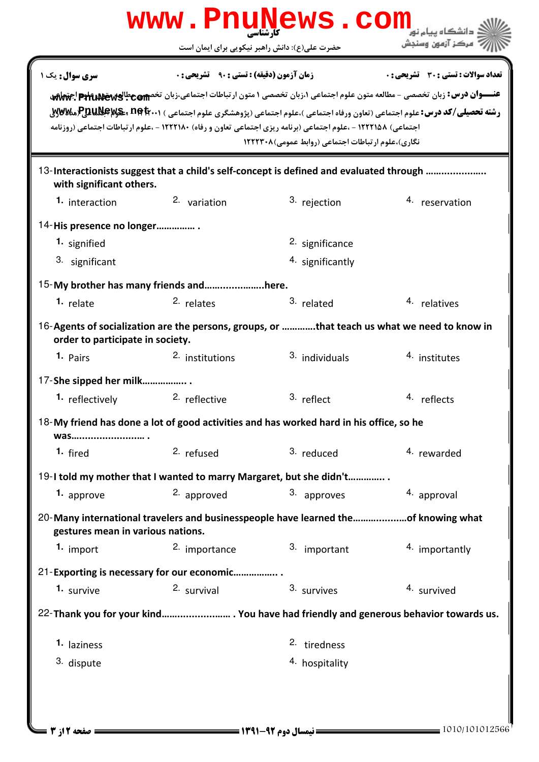| سری سوال: یک ۱ | زمان آزمون (دقیقه) : تستی : ۹۰ تشریحی : ۰ | تعداد سوالات : تستی : ۳۰ تشریحی : ۰ |
|---|---|---|

**عنـــوان درس:** زبان تخصصی - مطالعه متون علوم اجتماعی ۱،زبان تخصصی ۱ متون ارتباطات اجتماعی،زبان تخصصی مطالعه متون علوم اجتماعی

**رشته تحصیلی/کد درس:** علوم اجتماعی (تعاون ورفاه اجتماعی )،علوم اجتماعی (پژوهشگری علوم اجتماعی ) ۱۲۲۲۰۰۱ - ،علوم اجتماعی (مددکاری اجتماعی) ۱۲۲۲۱۵۸ - ،علوم اجتماعی (برنامه ریزی اجتماعی تعاون و رفاه) ۱۲۲۲۱۸۰ - ،علوم ارتباطات اجتماعی (روزنامه نگاری)،علوم ارتباطات اجتماعی (روابط عمومی)۱۲۲۲۳۰۸

13- **Interactionists suggest that a child's self-concept is defined and evaluated through .................... with significant others.**

1. interaction
2. variation
3. rejection
4. reservation

14- **His presence no longer............... .**

1. signified
2. significance
3. significant
4. significantly

15- **My brother has many friends and.......................here.**

1. relate
2. relates
3. related
4. relatives

16- **Agents of socialization are the persons, groups, or ............that teach us what we need to know in order to participate in society.**

1. Pairs
2. institutions
3. individuals
4. institutes

17- **She sipped her milk................ .**

1. reflectively
2. reflective
3. reflect
4. reflects

18- **My friend has done a lot of good activities and has worked hard in his office, so he was......................... .**

1. fired
2. refused
3. reduced
4. rewarded

19- **I told my mother that I wanted to marry Margaret, but she didn't............. .**

1. approve
2. approved
3. approves
4. approval

20- **Many international travelers and businesspeople have learned the..................of knowing what gestures mean in various nations.**

1. import
2. importance
3. important
4. importantly

21- **Exporting is necessary for our economic................ .**

1. survive
2. survival
3. survives
4. survived

22- **Thank you for your kind......................... . You have had friendly and generous behavior towards us.**

1. laziness
2. tiredness
3. dispute
4. hospitality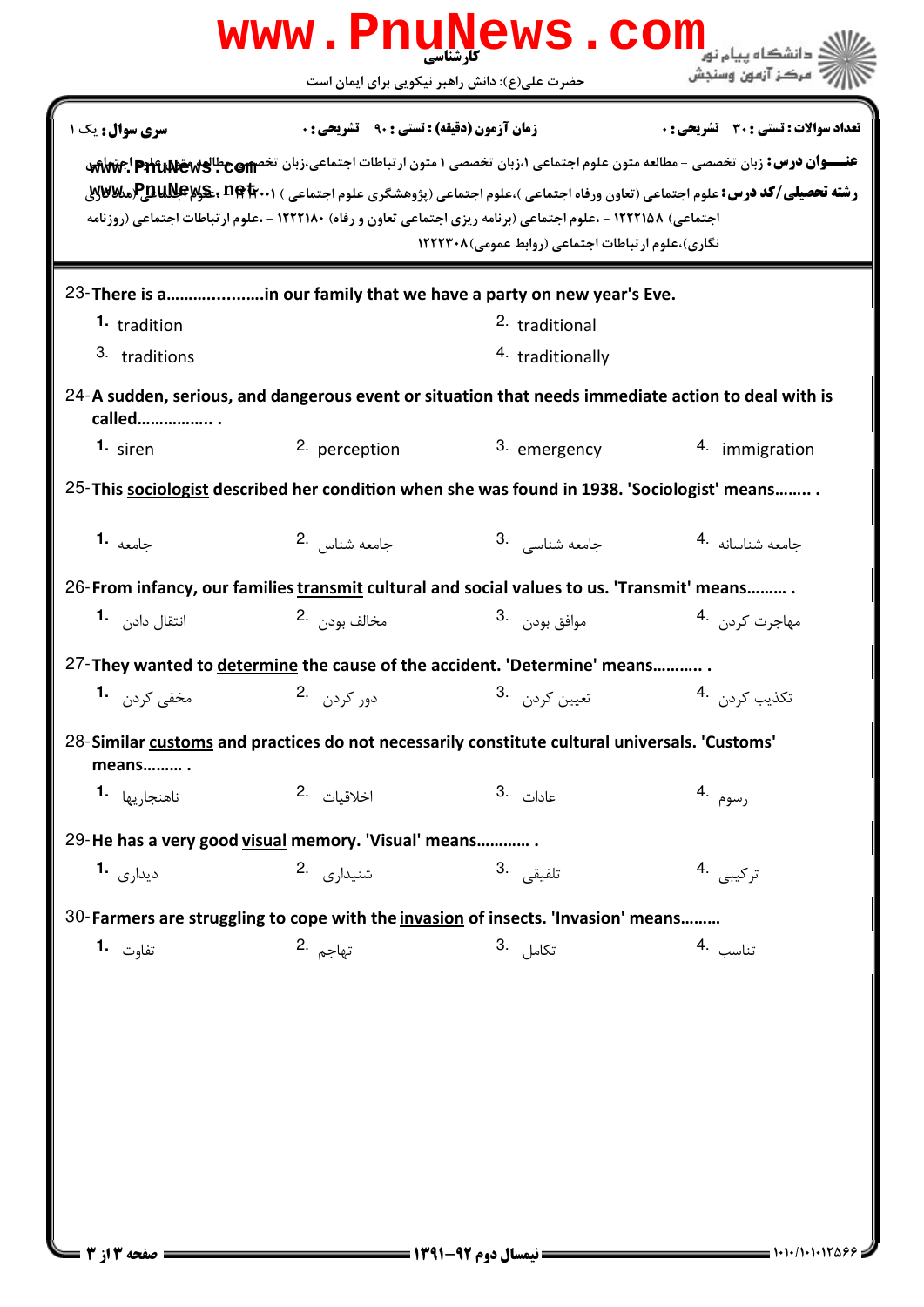کارشناسی

حضرت علی(ع): دانش راهبر نیکویی برای ایمان است

**تعداد سوالات : تستی : ۳۰ تشریحی : ۰** **زمان آزمون (دقیقه) : تستی : ۹۰ تشریحی : ۰** **سری سوال :** یک ۱

**عنـــوان درس:** زبان تخصصی - مطالعه متون علوم اجتماعی ۱،زبان تخصصی ۱ متون ارتباطات اجتماعی،زبان تخصصی مطالعه متون علوم اجتماعی

**رشته تحصیلی/کد درس:** علوم اجتماعی (تعاون ورفاه اجتماعی )،علوم اجتماعی (پژوهشگری علوم اجتماعی ) ۱۲۲۲۰۰۱ - ،علوم اجتماعی (مطالعات اجتماعی) ۱۲۲۲۱۵۸ - ،علوم اجتماعی (برنامه ریزی اجتماعی تعاون و رفاه) ۱۲۲۲۱۸۰ - ،علوم ارتباطات اجتماعی (روزنامه نگاری)،علوم ارتباطات اجتماعی (روابط عمومی)۱۲۲۲۳۰۸

23-There is a........................in our family that we have a party on new year's Eve.

1. tradition
2. traditional
3. traditions
4. traditionally

24-A sudden, serious, and dangerous event or situation that needs immediate action to deal with is called................. .

1. siren
2. perception
3. emergency
4. immigration

25-This sociologist described her condition when she was found in 1938. 'Sociologist' means........ .

1. جامعه
2. جامعه شناس
3. جامعه شناسی
4. جامعه شناسانه

26-From infancy, our families transmit cultural and social values to us. 'Transmit' means......... .

1. انتقال دادن
2. مخالف بودن
3. موافق بودن
4. مهاجرت کردن

27-They wanted to determine the cause of the accident. 'Determine' means........... .

1. مخفی کردن
2. دور کردن
3. تعیین کردن
4. تکذیب کردن

28-Similar customs and practices do not necessarily constitute cultural universals. 'Customs' means......... .

1. ناهنجاریها
2. اخلاقیات
3. عادات
4. رسوم

29-He has a very good visual memory. 'Visual' means............ .

1. دیداری
2. شنیداری
3. تلفیقی
4. ترکیبی

30-Farmers are struggling to cope with the invasion of insects. 'Invasion' means.........

1. تفاوت
2. تهاجم
3. تکامل
4. تناسب